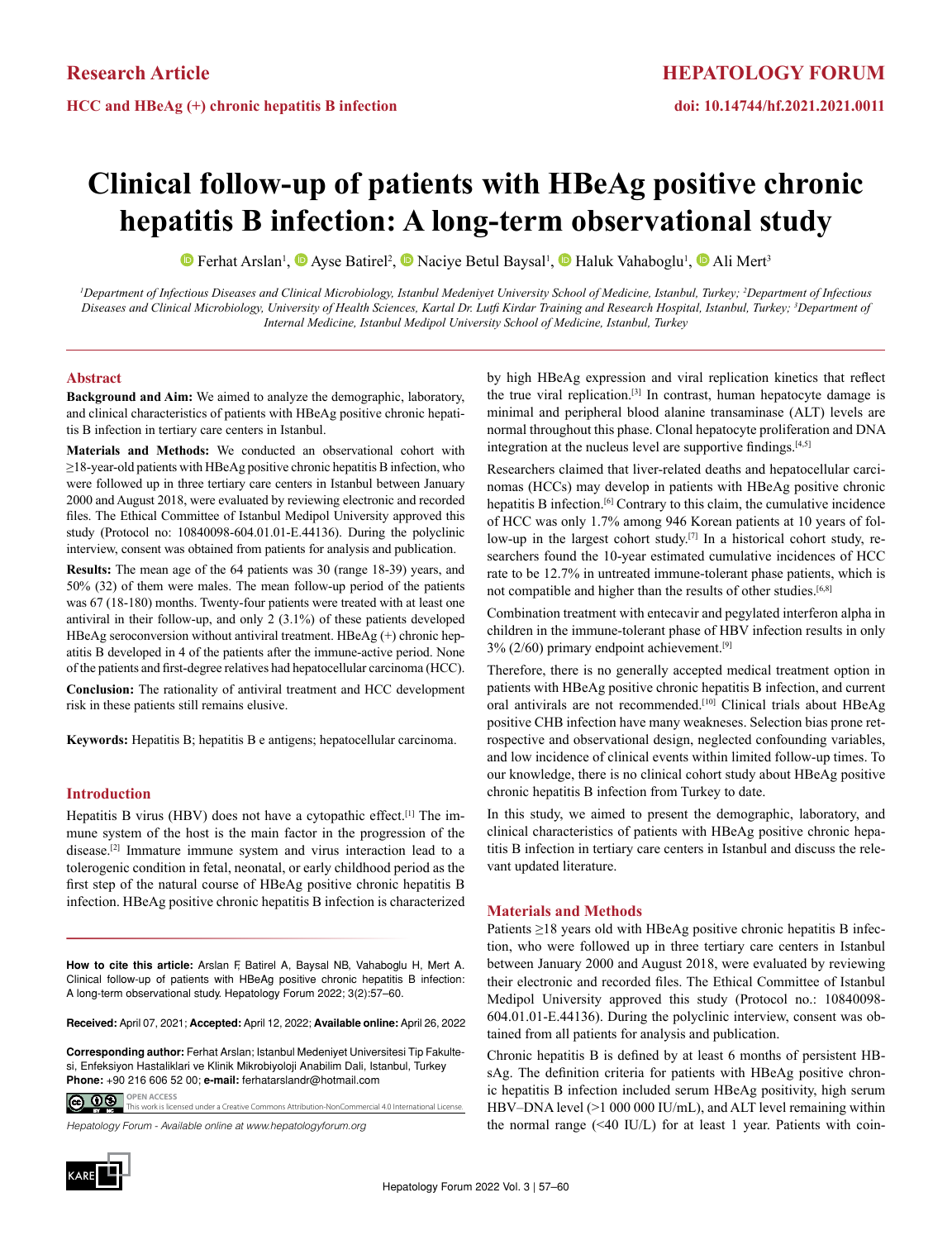Research Article

HCC and HBeAg (+) chronic hepatitis B infection

# Clinical follow-up of patients with HBeAg positive chronic hepatitis B infection: A long-term observational study

Ferhat Arslan[1], Ayse Batirel[2], Naciye Betul Baysal[1], Haluk Vahaboglu[1], Ali Mert[3]

*[1]Department of Infectious Diseases and Clinical Microbiology, Istanbul Medeniyet University School of Medicine, Istanbul, Turkey; [2]Department of Infectious Diseases and Clinical Microbiology, University of Health Sciences, Kartal Dr. Lutfi Kirdar Training and Research Hospital, Istanbul, Turkey; [3]Department of Internal Medicine, Istanbul Medipol University School of Medicine, Istanbul, Turkey*

## Abstract

**Background and Aim:** We aimed to analyze the demographic, laboratory, and clinical characteristics of patients with HBeAg positive chronic hepatitis B infection in tertiary care centers in Istanbul.

**Materials and Methods:** We conducted an observational cohort with ≥18-year-old patients with HBeAg positive chronic hepatitis B infection, who were followed up in three tertiary care centers in Istanbul between January 2000 and August 2018, were evaluated by reviewing electronic and recorded files. The Ethical Committee of Istanbul Medipol University approved this study (Protocol no: 10840098-604.01.01-E.44136). During the polyclinic interview, consent was obtained from patients for analysis and publication.

**Results:** The mean age of the 64 patients was 30 (range 18-39) years, and 50% (32) of them were males. The mean follow-up period of the patients was 67 (18-180) months. Twenty-four patients were treated with at least one antiviral in their follow-up, and only 2 (3.1%) of these patients developed HBeAg seroconversion without antiviral treatment. HBeAg (+) chronic hepatitis B developed in 4 of the patients after the immune-active period. None of the patients and first-degree relatives had hepatocellular carcinoma (HCC).

**Conclusion:** The rationality of antiviral treatment and HCC development risk in these patients still remains elusive.

**Keywords:** Hepatitis B; hepatitis B e antigens; hepatocellular carcinoma.

## Introduction

Hepatitis B virus (HBV) does not have a cytopathic effect.[1] The immune system of the host is the main factor in the progression of the disease.[2] Immature immune system and virus interaction lead to a tolerogenic condition in fetal, neonatal, or early childhood period as the first step of the natural course of HBeAg positive chronic hepatitis B infection. HBeAg positive chronic hepatitis B infection is characterized by high HBeAg expression and viral replication kinetics that reflect the true viral replication.[3] In contrast, human hepatocyte damage is minimal and peripheral blood alanine transaminase (ALT) levels are normal throughout this phase. Clonal hepatocyte proliferation and DNA integration at the nucleus level are supportive findings.[4,5]

Researchers claimed that liver-related deaths and hepatocellular carcinomas (HCCs) may develop in patients with HBeAg positive chronic hepatitis B infection.[6] Contrary to this claim, the cumulative incidence of HCC was only 1.7% among 946 Korean patients at 10 years of follow-up in the largest cohort study.[7] In a historical cohort study, researchers found the 10-year estimated cumulative incidences of HCC rate to be 12.7% in untreated immune-tolerant phase patients, which is not compatible and higher than the results of other studies.[6,8]

Combination treatment with entecavir and pegylated interferon alpha in children in the immune-tolerant phase of HBV infection results in only 3% (2/60) primary endpoint achievement.[9]

Therefore, there is no generally accepted medical treatment option in patients with HBeAg positive chronic hepatitis B infection, and current oral antivirals are not recommended.[10] Clinical trials about HBeAg positive CHB infection have many weaknesses. Selection bias prone retrospective and observational design, neglected confounding variables, and low incidence of clinical events within limited follow-up times. To our knowledge, there is no clinical cohort study about HBeAg positive chronic hepatitis B infection from Turkey to date.

In this study, we aimed to present the demographic, laboratory, and clinical characteristics of patients with HBeAg positive chronic hepatitis B infection in tertiary care centers in Istanbul and discuss the relevant updated literature.

## Materials and Methods

Patients ≥18 years old with HBeAg positive chronic hepatitis B infection, who were followed up in three tertiary care centers in Istanbul between January 2000 and August 2018, were evaluated by reviewing their electronic and recorded files. The Ethical Committee of Istanbul Medipol University approved this study (Protocol no.: 10840098-604.01.01-E.44136). During the polyclinic interview, consent was obtained from all patients for analysis and publication.

Chronic hepatitis B is defined by at least 6 months of persistent HBsAg. The definition criteria for patients with HBeAg positive chronic hepatitis B infection included serum HBeAg positivity, high serum HBV–DNA level (>1 000 000 IU/mL), and ALT level remaining within the normal range (<40 IU/L) for at least 1 year. Patients with coin-

**How to cite this article:** Arslan F, Batirel A, Baysal NB, Vahaboglu H, Mert A. Clinical follow-up of patients with HBeAg positive chronic hepatitis B infection: A long-term observational study. Hepatology Forum 2022; 3(2):57–60.

**Received:** April 07, 2021; **Accepted:** April 12, 2022; **Available online:** April 26, 2022

**Corresponding author:** Ferhat Arslan; Istanbul Medeniyet Universitesi Tip Fakultesi, Enfeksiyon Hastaliklari ve Klinik Mikrobiyoloji Anabilim Dali, Istanbul, Turkey **Phone:** +90 216 606 52 00; **e-mail:** ferhatarslandr@hotmail.com

OPEN ACCESS
This work is licensed under a Creative Commons Attribution-NonCommercial 4.0 International License.

*Hepatology Forum - Available online at www.hepatologyforum.org*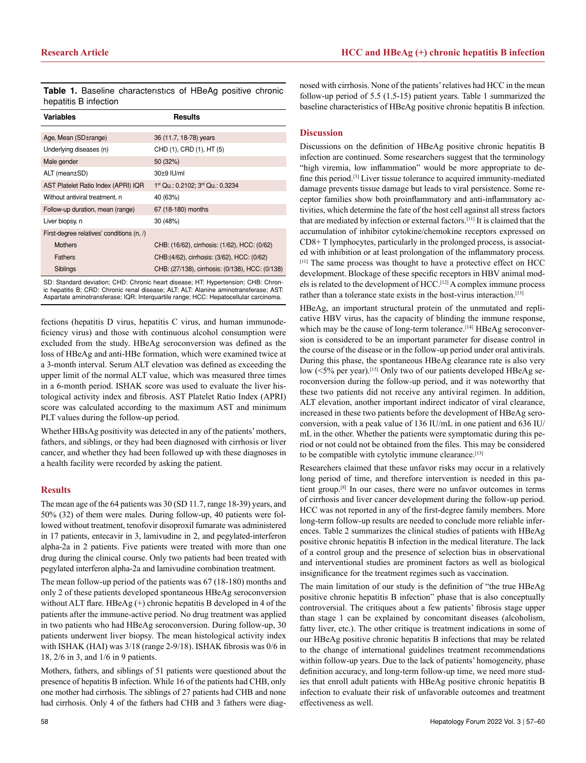**Table 1.** Baseline characterıstıcs of HBeAg positive chronic hepatitis B infection

| Variables | Results |
|---|---|
| Age, Mean (SD±range) | 36 (11.7, 18-78) years |
| Underlying diseases (n) | CHD (1), CRD (1), HT (5) |
| Male gender | 50 (32%) |
| ALT (mean±SD) | 30±9 IU/ml |
| AST Platelet Ratio Index (APRI) IQR | 1st Qu.: 0.2102; 3rd Qu.: 0.3234 |
| Without antiviral treatment, n | 40 (63%) |
| Follow-up duration, mean (range) | 67 (18-180) months |
| Liver biopsy, n | 30 (48%) |
| First-degree relatives' conditions (n, /) | |
| Mothers | CHB: (16/62), cirrhosis: (1/62), HCC: (0/62) |
| Fathers | CHB:(4/62), cirrhosis: (3/62), HCC: (0/62) |
| Siblings | CHB: (27/138), cirrhosis: (0/138), HCC: (0/138) |

SD: Standard deviation; CHD: Chronic heart disease; HT: Hypertension; CHB: Chronic hepatitis B; CRD: Chronic renal disease; ALT: ALT: Alanine aminotransferase; AST: Aspartate aminotransferase; IQR: Interquartile range; HCC: Hepatocellular carcinoma.

fections (hepatitis D virus, hepatitis C virus, and human immunodeficiency virus) and those with continuous alcohol consumption were excluded from the study. HBeAg seroconversion was defined as the loss of HBeAg and anti-HBe formation, which were examined twice at a 3-month interval. Serum ALT elevation was defined as exceeding the upper limit of the normal ALT value, which was measured three times in a 6-month period. ISHAK score was used to evaluate the liver histological activity index and fibrosis. AST Platelet Ratio Index (APRI) score was calculated according to the maximum AST and minimum PLT values during the follow-up period.

Whether HBsAg positivity was detected in any of the patients' mothers, fathers, and siblings, or they had been diagnosed with cirrhosis or liver cancer, and whether they had been followed up with these diagnoses in a health facility were recorded by asking the patient.

## Results

The mean age of the 64 patients was 30 (SD 11.7, range 18-39) years, and 50% (32) of them were males. During follow-up, 40 patients were followed without treatment, tenofovir disoproxil fumarate was administered in 17 patients, entecavir in 3, lamivudine in 2, and pegylated-interferon alpha-2a in 2 patients. Five patients were treated with more than one drug during the clinical course. Only two patients had been treated with pegylated interferon alpha-2a and lamivudine combination treatment.

The mean follow-up period of the patients was 67 (18-180) months and only 2 of these patients developed spontaneous HBeAg seroconversion without ALT flare. HBeAg (+) chronic hepatitis B developed in 4 of the patients after the immune-active period. No drug treatment was applied in two patients who had HBeAg seroconversion. During follow-up, 30 patients underwent liver biopsy. The mean histological activity index with ISHAK (HAI) was 3/18 (range 2-9/18). ISHAK fibrosis was 0/6 in 18, 2/6 in 3, and 1/6 in 9 patients.

Mothers, fathers, and siblings of 51 patients were questioned about the presence of hepatitis B infection. While 16 of the patients had CHB, only one mother had cirrhosis. The siblings of 27 patients had CHB and none had cirrhosis. Only 4 of the fathers had CHB and 3 fathers were diagnosed with cirrhosis. None of the patients' relatives had HCC in the mean follow-up period of 5.5 (1.5-15) patient years. Table 1 summarized the baseline characteristics of HBeAg positive chronic hepatitis B infection.

## Discussion

Discussions on the definition of HBeAg positive chronic hepatitis B infection are continued. Some researchers suggest that the terminology "high viremia, low inflammation" would be more appropriate to define this period.[3] Liver tissue tolerance to acquired immunity-mediated damage prevents tissue damage but leads to viral persistence. Some receptor families show both proinflammatory and anti-inflammatory activities, which determine the fate of the host cell against all stress factors that are mediated by infection or external factors.[11] It is claimed that the accumulation of inhibitor cytokine/chemokine receptors expressed on CD8+ T lymphocytes, particularly in the prolonged process, is associated with inhibition or at least prolongation of the inflammatory process.[11] The same process was thought to have a protective effect on HCC development. Blockage of these specific receptors in HBV animal models is related to the development of HCC.[12] A complex immune process rather than a tolerance state exists in the host-virus interaction.[13]

HBeAg, an important structural protein of the unmutated and replicative HBV virus, has the capacity of blinding the immune response, which may be the cause of long-term tolerance.[14] HBeAg seroconversion is considered to be an important parameter for disease control in the course of the disease or in the follow-up period under oral antivirals. During this phase, the spontaneous HBeAg clearance rate is also very low (<5% per year).[15] Only two of our patients developed HBeAg seroconversion during the follow-up period, and it was noteworthy that these two patients did not receive any antiviral regimen. In addition, ALT elevation, another important indirect indicator of viral clearance, increased in these two patients before the development of HBeAg seroconversion, with a peak value of 136 IU/mL in one patient and 636 IU/mL in the other. Whether the patients were symptomatic during this period or not could not be obtained from the files. This may be considered to be compatible with cytolytic immune clearance.[13]

Researchers claimed that these unfavor risks may occur in a relatively long period of time, and therefore intervention is needed in this patient group.[8] In our cases, there were no unfavor outcomes in terms of cirrhosis and liver cancer development during the follow-up period. HCC was not reported in any of the first-degree family members. More long-term follow-up results are needed to conclude more reliable inferences. Table 2 summarizes the clinical studies of patients with HBeAg positive chronic hepatitis B infection in the medical literature. The lack of a control group and the presence of selection bias in observational and interventional studies are prominent factors as well as biological insignificance for the treatment regimes such as vaccination.

The main limitation of our study is the definition of "the true HBeAg positive chronic hepatitis B infection" phase that is also conceptually controversial. The critiques about a few patients' fibrosis stage upper than stage 1 can be explained by concomitant diseases (alcoholism, fatty liver, etc.). The other critique is treatment indications in some of our HBeAg positive chronic hepatitis B infections that may be related to the change of international guidelines treatment recommendations within follow-up years. Due to the lack of patients' homogeneity, phase definition accuracy, and long-term follow-up time, we need more studies that enroll adult patients with HBeAg positive chronic hepatitis B infection to evaluate their risk of unfavorable outcomes and treatment effectiveness as well.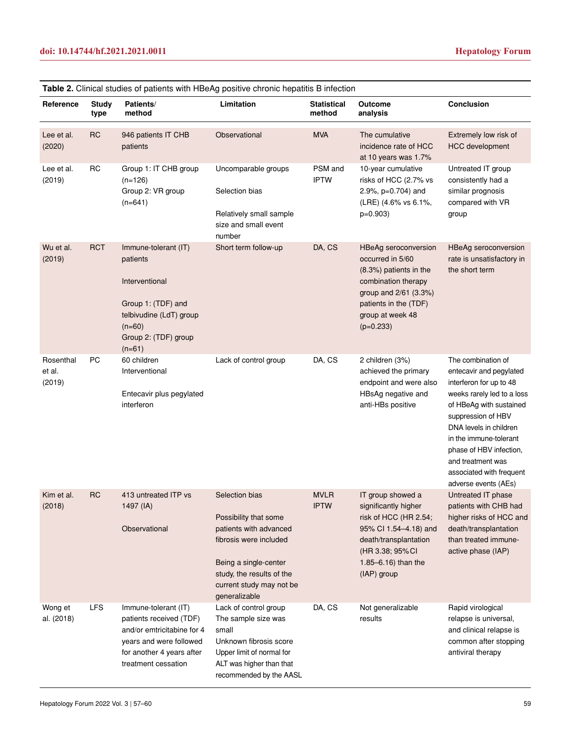**Table 2.** Clinical studies of patients with HBeAg positive chronic hepatitis B infection

| Reference | Study type | Patients/ method | Limitation | Statistical method | Outcome analysis | Conclusion |
|---|---|---|---|---|---|---|
| Lee et al. (2020) | RC | 946 patients IT CHB patients | Observational | MVA | The cumulative incidence rate of HCC at 10 years was 1.7% | Extremely low risk of HCC development |
| Lee et al. (2019) | RC | Group 1: IT CHB group (n=126)<br>Group 2: VR group (n=641) | Uncomparable groups<br>Selection bias<br>Relatively small sample size and small event number | PSM and IPTW | 10-year cumulative risks of HCC (2.7% vs 2.9%, p=0.704) and (LRE) (4.6% vs 6.1%, p=0.903) | Untreated IT group consistently had a similar prognosis compared with VR group |
| Wu et al. (2019) | RCT | Immune-tolerant (IT) patients<br>Interventional<br>Group 1: (TDF) and telbivudine (LdT) group (n=60)<br>Group 2: (TDF) group (n=61) | Short term follow-up | DA, CS | HBeAg seroconversion occurred in 5/60 (8.3%) patients in the combination therapy group and 2/61 (3.3%) patients in the (TDF) group at week 48 (p=0.233) | HBeAg seroconversion rate is unsatisfactory in the short term |
| Rosenthal et al. (2019) | PC | 60 children<br>Interventional<br>Entecavir plus pegylated interferon | Lack of control group | DA, CS | 2 children (3%) achieved the primary endpoint and were also HBsAg negative and anti-HBs positive | The combination of entecavir and pegylated interferon for up to 48 weeks rarely led to a loss of HBeAg with sustained suppression of HBV DNA levels in children in the immune-tolerant phase of HBV infection, and treatment was associated with frequent adverse events (AEs) |
| Kim et al. (2018) | RC | 413 untreated ITP vs 1497 (IA)<br>Observational | Selection bias<br>Possibility that some patients with advanced fibrosis were included<br>Being a single-center study, the results of the current study may not be generalizable | MVLR IPTW | IT group showed a significantly higher risk of HCC (HR 2.54; 95% CI 1.54–4.18) and death/transplantation (HR 3.38; 95%CI 1.85–6.16) than the (IAP) group | Untreated IT phase patients with CHB had higher risks of HCC and death/transplantation than treated immune-active phase (IAP) |
| Wong et al. (2018) | LFS | Immune-tolerant (IT) patients received (TDF) and/or emtricitabine for 4 years and were followed for another 4 years after treatment cessation | Lack of control group<br>The sample size was small<br>Unknown fibrosis score<br>Upper limit of normal for ALT was higher than that recommended by the AASL | DA, CS | Not generalizable results | Rapid virological relapse is universal, and clinical relapse is common after stopping antiviral therapy |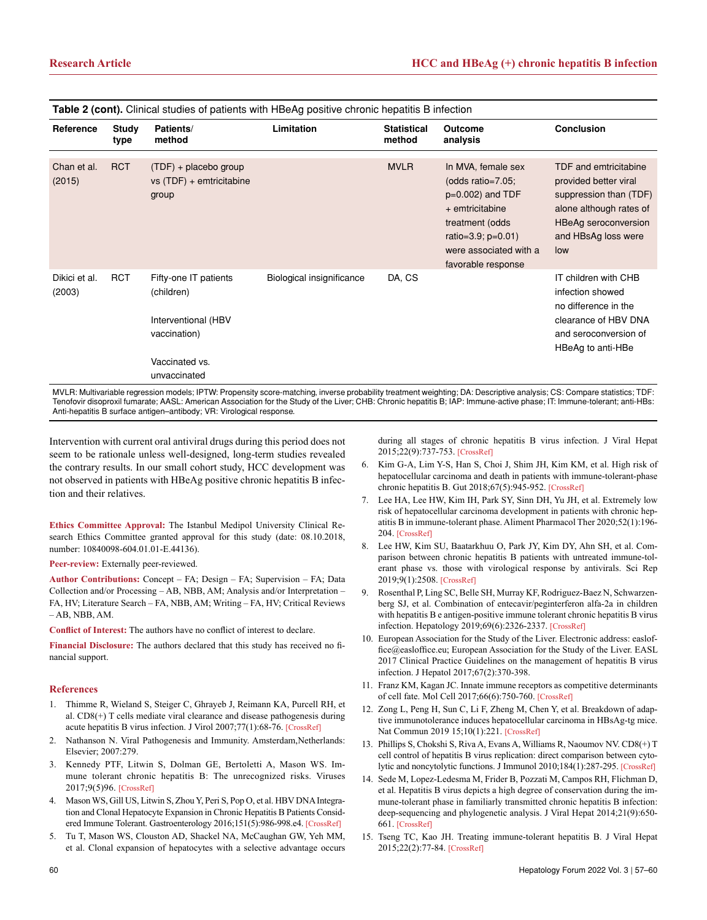**Table 2 (cont).** Clinical studies of patients with HBeAg positive chronic hepatitis B infection

| Reference | Study type | Patients/ method | Limitation | Statistical method | Outcome analysis | Conclusion |
|---|---|---|---|---|---|---|
| Chan et al. (2015) | RCT | (TDF) + placebo group vs (TDF) + emtricitabine group | | MVLR | In MVA, female sex (odds ratio=7.05; p=0.002) and TDF + emtricitabine treatment (odds ratio=3.9; p=0.01) were associated with a favorable response | TDF and emtricitabine provided better viral suppression than (TDF) alone although rates of HBeAg seroconversion and HBsAg loss were low |
| Dikici et al. (2003) | RCT | Fifty-one IT patients (children)<br><br>Interventional (HBV vaccination)<br><br>Vaccinated vs. unvaccinated | Biological insignificance | DA, CS | | IT children with CHB infection showed no difference in the clearance of HBV DNA and seroconversion of HBeAg to anti-HBe |

MVLR: Multivariable regression models; IPTW: Propensity score-matching, inverse probability treatment weighting; DA: Descriptive analysis; CS: Compare statistics; TDF: Tenofovir disoproxil fumarate; AASL: American Association for the Study of the Liver; CHB: Chronic hepatitis B; IAP: Immune-active phase; IT: Immune-tolerant; anti-HBs: Anti-hepatitis B surface antigen–antibody; VR: Virological response.

Intervention with current oral antiviral drugs during this period does not seem to be rationale unless well-designed, long-term studies revealed the contrary results. In our small cohort study, HCC development was not observed in patients with HBeAg positive chronic hepatitis B infection and their relatives.

**Ethics Committee Approval:** The Istanbul Medipol University Clinical Research Ethics Committee granted approval for this study (date: 08.10.2018, number: 10840098-604.01.01-E.44136).

**Peer-review:** Externally peer-reviewed.

**Author Contributions:** Concept – FA; Design – FA; Supervision – FA; Data Collection and/or Processing – AB, NBB, AM; Analysis and/or Interpretation – FA, HV; Literature Search – FA, NBB, AM; Writing – FA, HV; Critical Reviews – AB, NBB, AM.

**Conflict of Interest:** The authors have no conflict of interest to declare.

**Financial Disclosure:** The authors declared that this study has received no financial support.

## References

1. Thimme R, Wieland S, Steiger C, Ghrayeb J, Reimann KA, Purcell RH, et al. CD8(+) T cells mediate viral clearance and disease pathogenesis during acute hepatitis B virus infection. J Virol 2007;77(1):68-76. [CrossRef]
2. Nathanson N. Viral Pathogenesis and Immunity. Amsterdam,Netherlands: Elsevier; 2007:279.
3. Kennedy PTF, Litwin S, Dolman GE, Bertoletti A, Mason WS. Immune tolerant chronic hepatitis B: The unrecognized risks. Viruses 2017;9(5)96. [CrossRef]
4. Mason WS, Gill US, Litwin S, Zhou Y, Peri S, Pop O, et al. HBV DNA Integration and Clonal Hepatocyte Expansion in Chronic Hepatitis B Patients Considered Immune Tolerant. Gastroenterology 2016;151(5):986-998.e4. [CrossRef]
5. Tu T, Mason WS, Clouston AD, Shackel NA, McCaughan GW, Yeh MM, et al. Clonal expansion of hepatocytes with a selective advantage occurs during all stages of chronic hepatitis B virus infection. J Viral Hepat 2015;22(9):737-753. [CrossRef]
6. Kim G-A, Lim Y-S, Han S, Choi J, Shim JH, Kim KM, et al. High risk of hepatocellular carcinoma and death in patients with immune-tolerant-phase chronic hepatitis B. Gut 2018;67(5):945-952. [CrossRef]
7. Lee HA, Lee HW, Kim IH, Park SY, Sinn DH, Yu JH, et al. Extremely low risk of hepatocellular carcinoma development in patients with chronic hepatitis B in immune-tolerant phase. Aliment Pharmacol Ther 2020;52(1):196-204. [CrossRef]
8. Lee HW, Kim SU, Baatarkhuu O, Park JY, Kim DY, Ahn SH, et al. Comparison between chronic hepatitis B patients with untreated immune-tolerant phase vs. those with virological response by antivirals. Sci Rep 2019;9(1):2508. [CrossRef]
9. Rosenthal P, Ling SC, Belle SH, Murray KF, Rodriguez-Baez N, Schwarzenberg SJ, et al. Combination of entecavir/peginterferon alfa-2a in children with hepatitis B e antigen-positive immune tolerant chronic hepatitis B virus infection. Hepatology 2019;69(6):2326-2337. [CrossRef]
10. European Association for the Study of the Liver. Electronic address: easloffice@easloffice.eu; European Association for the Study of the Liver. EASL 2017 Clinical Practice Guidelines on the management of hepatitis B virus infection. J Hepatol 2017;67(2):370-398.
11. Franz KM, Kagan JC. Innate immune receptors as competitive determinants of cell fate. Mol Cell 2017;66(6):750-760. [CrossRef]
12. Zong L, Peng H, Sun C, Li F, Zheng M, Chen Y, et al. Breakdown of adaptive immunotolerance induces hepatocellular carcinoma in HBsAg-tg mice. Nat Commun 2019 15;10(1):221. [CrossRef]
13. Phillips S, Chokshi S, Riva A, Evans A, Williams R, Naoumov NV. CD8(+) T cell control of hepatitis B virus replication: direct comparison between cytolytic and noncytolytic functions. J Immunol 2010;184(1):287-295. [CrossRef]
14. Sede M, Lopez-Ledesma M, Frider B, Pozzati M, Campos RH, Flichman D, et al. Hepatitis B virus depicts a high degree of conservation during the immune-tolerant phase in familiarly transmitted chronic hepatitis B infection: deep-sequencing and phylogenetic analysis. J Viral Hepat 2014;21(9):650-661. [CrossRef]
15. Tseng TC, Kao JH. Treating immune-tolerant hepatitis B. J Viral Hepat 2015;22(2):77-84. [CrossRef]